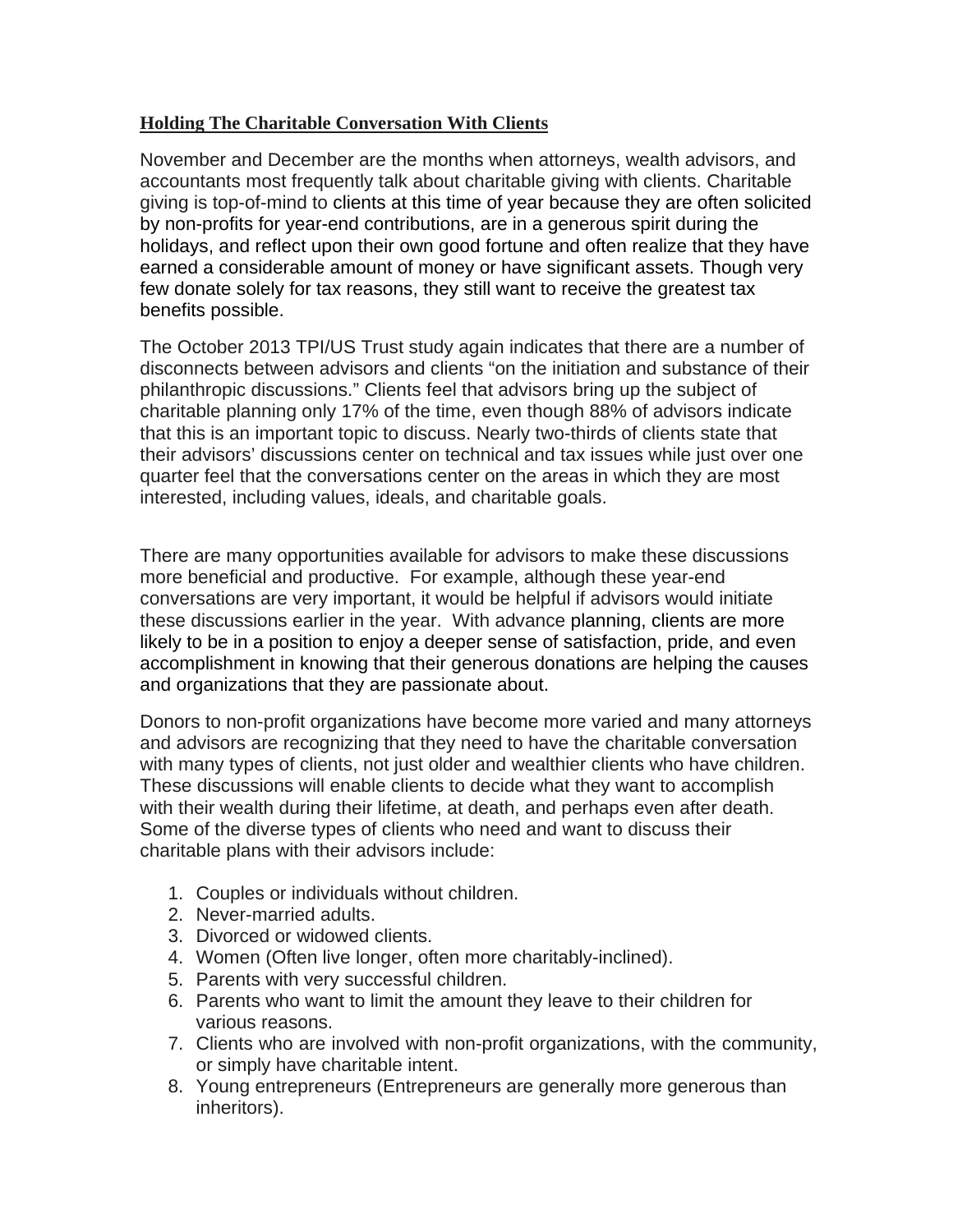**Holding The Charitable Conversation With Clients**

November and December are the months when attorneys, wealth advisors, and accountants most frequently talk about charitable giving with clients. Charitable giving is top-of-mind to clients at this time of year because they are often solicited by non-profits for year-end contributions, are in a generous spirit during the holidays, and reflect upon their own good fortune and often realize that they have earned a considerable amount of money or have significant assets. Though very few donate solely for tax reasons, they still want to receive the greatest tax benefits possible.

The October 2013 TPI/US Trust study again indicates that there are a number of disconnects between advisors and clients "on the initiation and substance of their philanthropic discussions." Clients feel that advisors bring up the subject of charitable planning only 17% of the time, even though 88% of advisors indicate that this is an important topic to discuss. Nearly two-thirds of clients state that their advisors' discussions center on technical and tax issues while just over one quarter feel that the conversations center on the areas in which they are most interested, including values, ideals, and charitable goals.

There are many opportunities available for advisors to make these discussions more beneficial and productive. For example, although these year-end conversations are very important, it would be helpful if advisors would initiate these discussions earlier in the year. With advance planning, clients are more likely to be in a position to enjoy a deeper sense of satisfaction, pride, and even accomplishment in knowing that their generous donations are helping the causes and organizations that they are passionate about.

Donors to non-profit organizations have become more varied and many attorneys and advisors are recognizing that they need to have the charitable conversation with many types of clients, not just older and wealthier clients who have children. These discussions will enable clients to decide what they want to accomplish with their wealth during their lifetime, at death, and perhaps even after death. Some of the diverse types of clients who need and want to discuss their charitable plans with their advisors include:

1. Couples or individuals without children.
2. Never-married adults.
3. Divorced or widowed clients.
4. Women (Often live longer, often more charitably-inclined).
5. Parents with very successful children.
6. Parents who want to limit the amount they leave to their children for various reasons.
7. Clients who are involved with non-profit organizations, with the community, or simply have charitable intent.
8. Young entrepreneurs (Entrepreneurs are generally more generous than inheritors).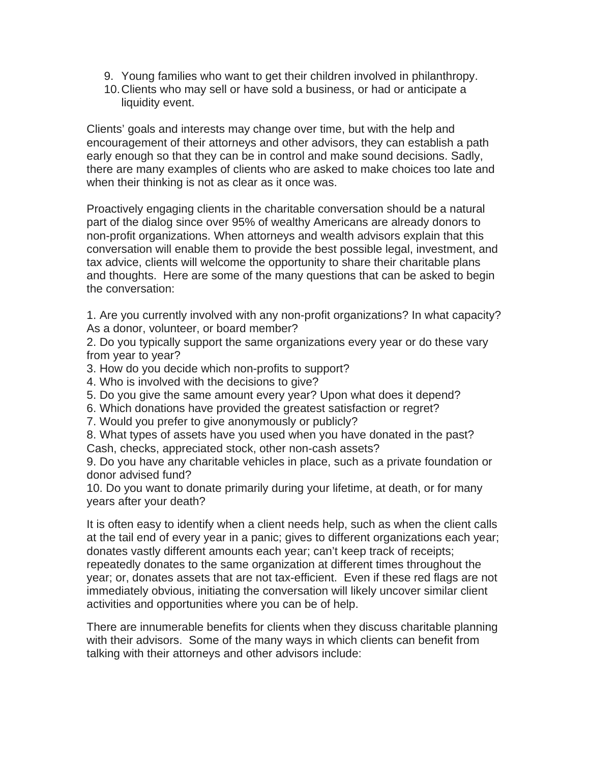9. Young families who want to get their children involved in philanthropy.
10. Clients who may sell or have sold a business, or had or anticipate a liquidity event.

Clients' goals and interests may change over time, but with the help and encouragement of their attorneys and other advisors, they can establish a path early enough so that they can be in control and make sound decisions. Sadly, there are many examples of clients who are asked to make choices too late and when their thinking is not as clear as it once was.

Proactively engaging clients in the charitable conversation should be a natural part of the dialog since over 95% of wealthy Americans are already donors to non-profit organizations. When attorneys and wealth advisors explain that this conversation will enable them to provide the best possible legal, investment, and tax advice, clients will welcome the opportunity to share their charitable plans and thoughts. Here are some of the many questions that can be asked to begin the conversation:

1. Are you currently involved with any non-profit organizations? In what capacity? As a donor, volunteer, or board member?
2. Do you typically support the same organizations every year or do these vary from year to year?
3. How do you decide which non-profits to support?
4. Who is involved with the decisions to give?
5. Do you give the same amount every year? Upon what does it depend?
6. Which donations have provided the greatest satisfaction or regret?
7. Would you prefer to give anonymously or publicly?
8. What types of assets have you used when you have donated in the past? Cash, checks, appreciated stock, other non-cash assets?
9. Do you have any charitable vehicles in place, such as a private foundation or donor advised fund?
10. Do you want to donate primarily during your lifetime, at death, or for many years after your death?

It is often easy to identify when a client needs help, such as when the client calls at the tail end of every year in a panic; gives to different organizations each year; donates vastly different amounts each year; can't keep track of receipts; repeatedly donates to the same organization at different times throughout the year; or, donates assets that are not tax-efficient. Even if these red flags are not immediately obvious, initiating the conversation will likely uncover similar client activities and opportunities where you can be of help.

There are innumerable benefits for clients when they discuss charitable planning with their advisors. Some of the many ways in which clients can benefit from talking with their attorneys and other advisors include: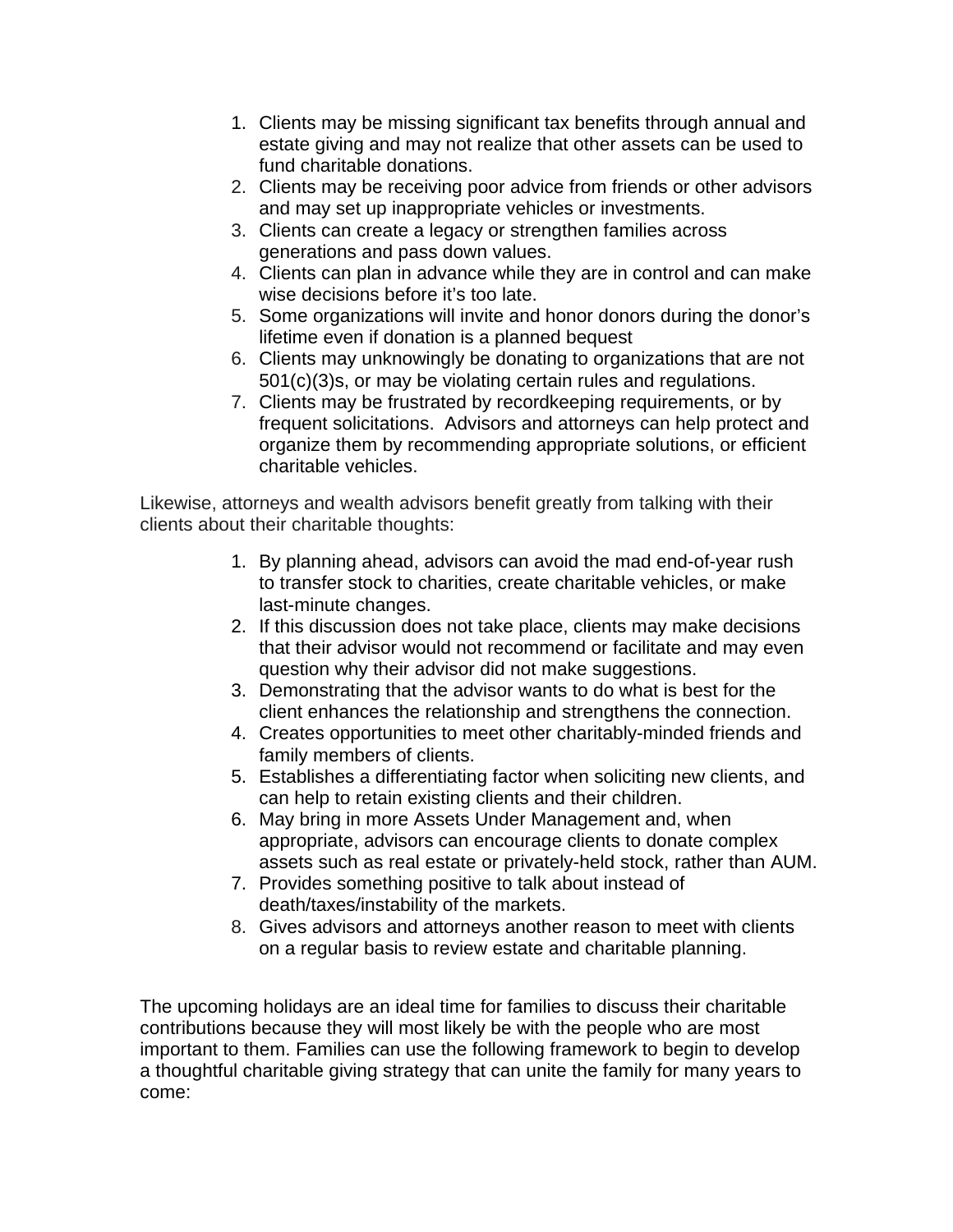1. Clients may be missing significant tax benefits through annual and estate giving and may not realize that other assets can be used to fund charitable donations.
2. Clients may be receiving poor advice from friends or other advisors and may set up inappropriate vehicles or investments.
3. Clients can create a legacy or strengthen families across generations and pass down values.
4. Clients can plan in advance while they are in control and can make wise decisions before it's too late.
5. Some organizations will invite and honor donors during the donor's lifetime even if donation is a planned bequest
6. Clients may unknowingly be donating to organizations that are not 501(c)(3)s, or may be violating certain rules and regulations.
7. Clients may be frustrated by recordkeeping requirements, or by frequent solicitations. Advisors and attorneys can help protect and organize them by recommending appropriate solutions, or efficient charitable vehicles.

Likewise, attorneys and wealth advisors benefit greatly from talking with their clients about their charitable thoughts:

1. By planning ahead, advisors can avoid the mad end-of-year rush to transfer stock to charities, create charitable vehicles, or make last-minute changes.
2. If this discussion does not take place, clients may make decisions that their advisor would not recommend or facilitate and may even question why their advisor did not make suggestions.
3. Demonstrating that the advisor wants to do what is best for the client enhances the relationship and strengthens the connection.
4. Creates opportunities to meet other charitably-minded friends and family members of clients.
5. Establishes a differentiating factor when soliciting new clients, and can help to retain existing clients and their children.
6. May bring in more Assets Under Management and, when appropriate, advisors can encourage clients to donate complex assets such as real estate or privately-held stock, rather than AUM.
7. Provides something positive to talk about instead of death/taxes/instability of the markets.
8. Gives advisors and attorneys another reason to meet with clients on a regular basis to review estate and charitable planning.

The upcoming holidays are an ideal time for families to discuss their charitable contributions because they will most likely be with the people who are most important to them. Families can use the following framework to begin to develop a thoughtful charitable giving strategy that can unite the family for many years to come: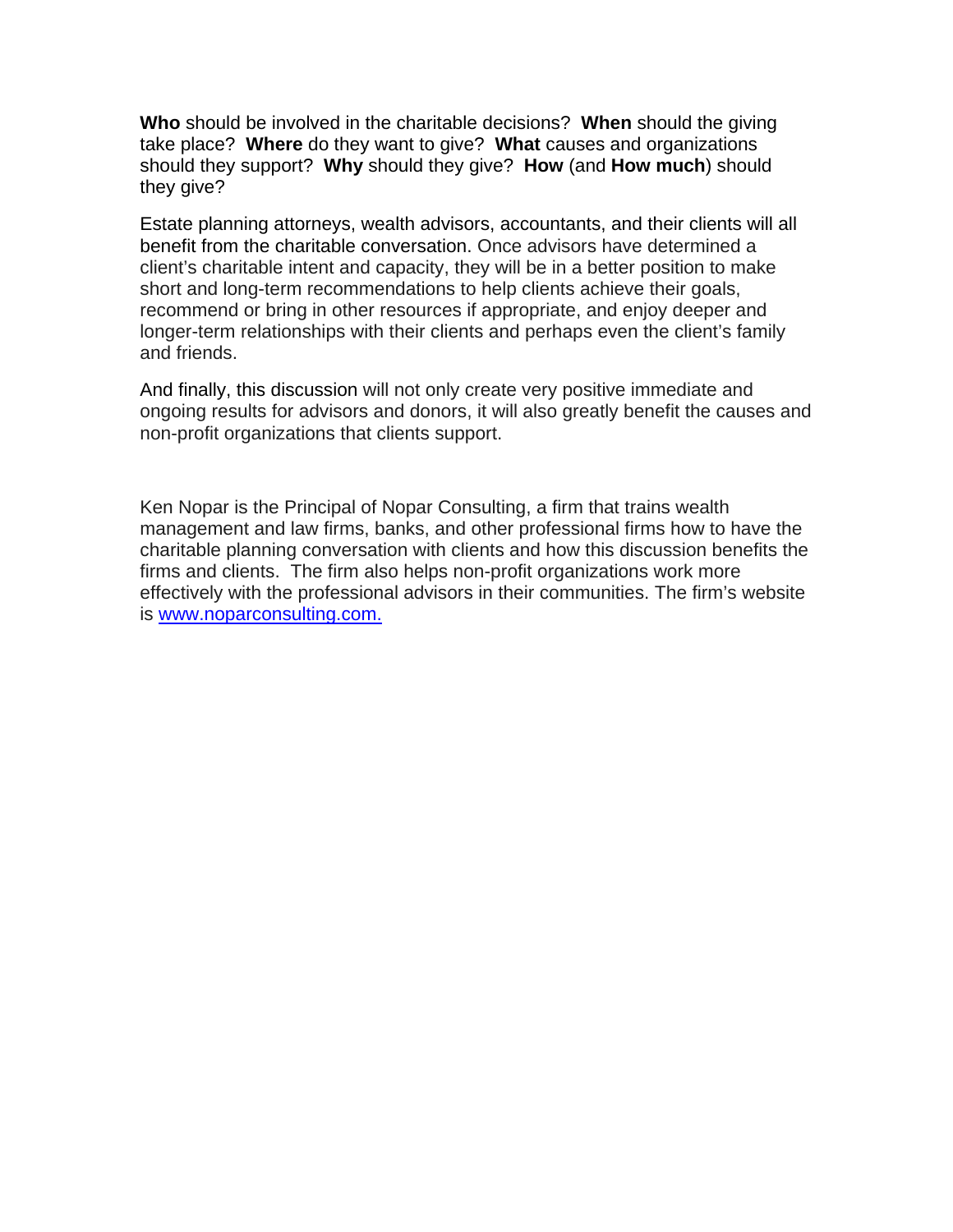**Who** should be involved in the charitable decisions? **When** should the giving take place? **Where** do they want to give? **What** causes and organizations should they support? **Why** should they give? **How** (and **How much**) should they give?

Estate planning attorneys, wealth advisors, accountants, and their clients will all benefit from the charitable conversation. Once advisors have determined a client's charitable intent and capacity, they will be in a better position to make short and long-term recommendations to help clients achieve their goals, recommend or bring in other resources if appropriate, and enjoy deeper and longer-term relationships with their clients and perhaps even the client's family and friends.

And finally, this discussion will not only create very positive immediate and ongoing results for advisors and donors, it will also greatly benefit the causes and non-profit organizations that clients support.

Ken Nopar is the Principal of Nopar Consulting, a firm that trains wealth management and law firms, banks, and other professional firms how to have the charitable planning conversation with clients and how this discussion benefits the firms and clients. The firm also helps non-profit organizations work more effectively with the professional advisors in their communities. The firm's website is [www.noparconsulting.com.](http://www.noparconsulting.com)